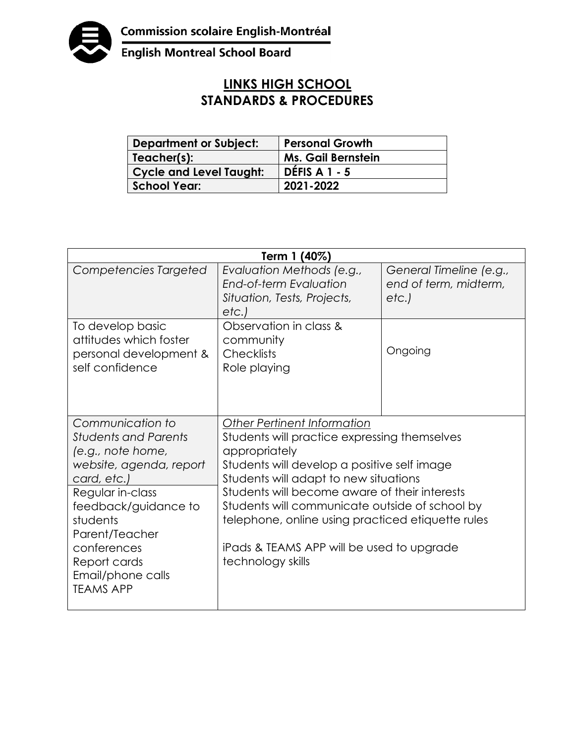Commission scolaire English-Montréal

English Montreal School Board

# LINKS HIGH SCHOOL
# STANDARDS & PROCEDURES

| Department or Subject: | Personal Growth |
|---|---|
| Teacher(s): | Ms. Gail Bernstein |
| Cycle and Level Taught: | DÉFIS A 1 - 5 |
| School Year: | 2021-2022 |

| Term 1 (40%) | | |
|---|---|---|
| *Competencies Targeted* | *Evaluation Methods (e.g., End-of-term Evaluation Situation, Tests, Projects, etc.)* | *General Timeline (e.g., end of term, midterm, etc.)* |
| To develop basic attitudes which foster personal development & self confidence | Observation in class & community<br>Checklists<br>Role playing | Ongoing |
| *Communication to Students and Parents (e.g., note home, website, agenda, report card, etc.)*<br>Regular in-class feedback/guidance to students<br>Parent/Teacher conferences<br>Report cards<br>Email/phone calls<br>TEAMS APP | *Other Pertinent Information*<br>Students will practice expressing themselves appropriately<br>Students will develop a positive self image<br>Students will adapt to new situations<br>Students will become aware of their interests<br>Students will communicate outside of school by telephone, online using practiced etiquette rules<br><br>iPads & TEAMS APP will be used to upgrade technology skills | |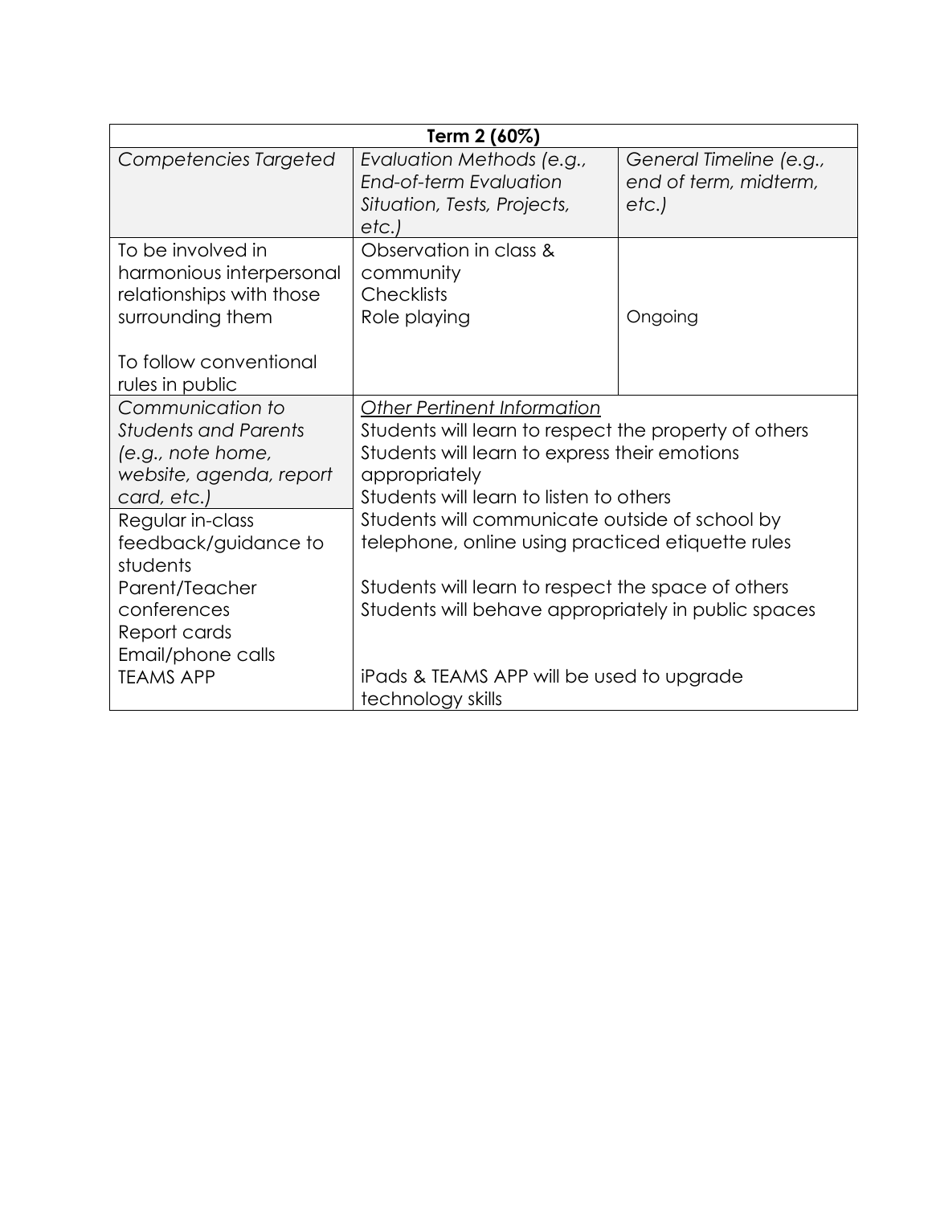| Term 2 (60%) | | |
|---|---|---|
| *Competencies Targeted* | *Evaluation Methods (e.g., End-of-term Evaluation Situation, Tests, Projects, etc.)* | *General Timeline (e.g., end of term, midterm, etc.)* |
| To be involved in harmonious interpersonal relationships with those surrounding them<br><br>To follow conventional rules in public | Observation in class & community<br>Checklists<br>Role playing | Ongoing |
| *Communication to Students and Parents (e.g., note home, website, agenda, report card, etc.)* | *Other Pertinent Information*<br>Students will learn to respect the property of others<br>Students will learn to express their emotions appropriately<br>Students will learn to listen to others | |
| Regular in-class feedback/guidance to students<br>Parent/Teacher conferences<br>Report cards<br>Email/phone calls<br>TEAMS APP | Students will communicate outside of school by telephone, online using practiced etiquette rules<br><br>Students will learn to respect the space of others<br>Students will behave appropriately in public spaces<br><br>iPads & TEAMS APP will be used to upgrade technology skills | |